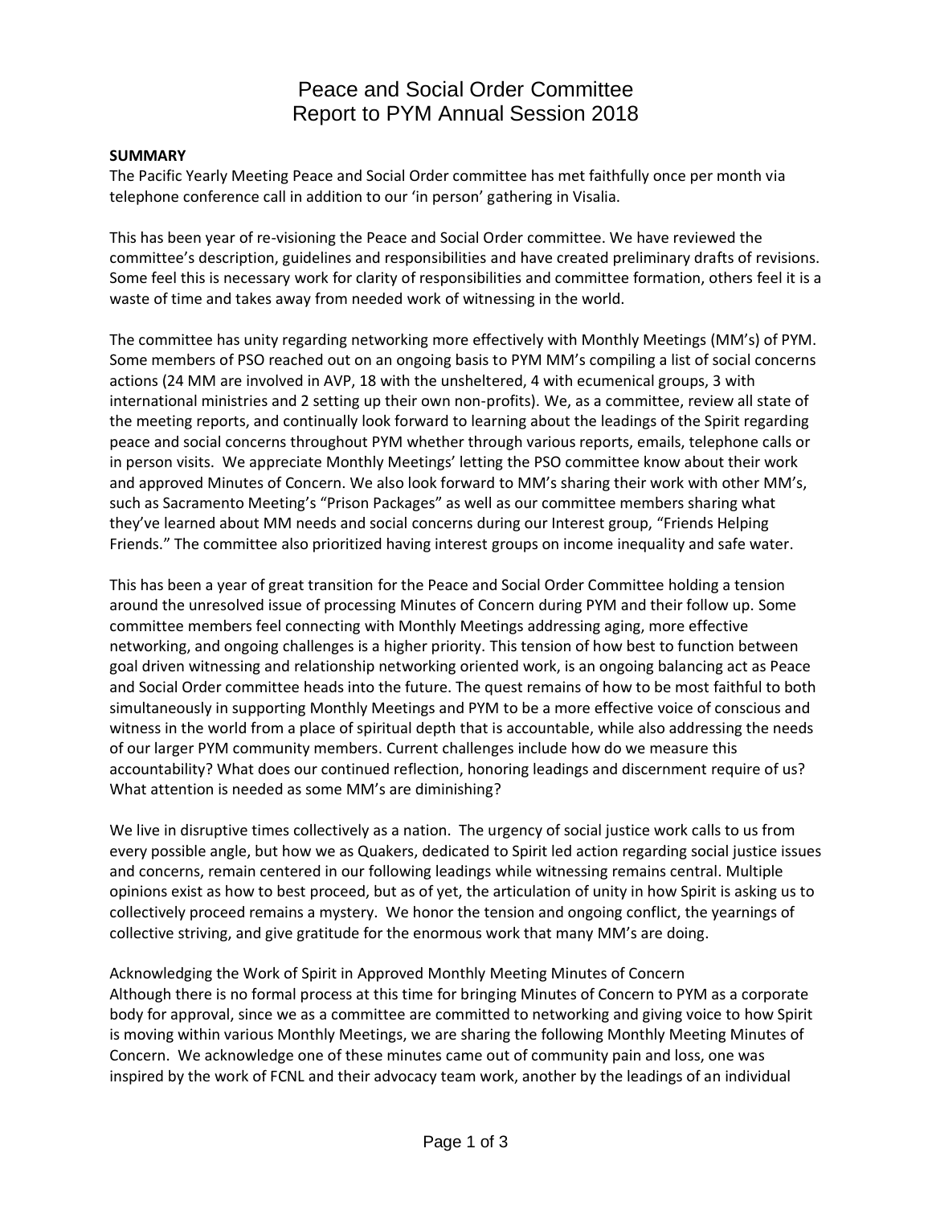# Peace and Social Order Committee
# Report to PYM Annual Session 2018

**SUMMARY**

The Pacific Yearly Meeting Peace and Social Order committee has met faithfully once per month via telephone conference call in addition to our 'in person' gathering in Visalia.

This has been year of re-visioning the Peace and Social Order committee. We have reviewed the committee's description, guidelines and responsibilities and have created preliminary drafts of revisions. Some feel this is necessary work for clarity of responsibilities and committee formation, others feel it is a waste of time and takes away from needed work of witnessing in the world.

The committee has unity regarding networking more effectively with Monthly Meetings (MM's) of PYM. Some members of PSO reached out on an ongoing basis to PYM MM's compiling a list of social concerns actions (24 MM are involved in AVP, 18 with the unsheltered, 4 with ecumenical groups, 3 with international ministries and 2 setting up their own non-profits). We, as a committee, review all state of the meeting reports, and continually look forward to learning about the leadings of the Spirit regarding peace and social concerns throughout PYM whether through various reports, emails, telephone calls or in person visits. We appreciate Monthly Meetings' letting the PSO committee know about their work and approved Minutes of Concern. We also look forward to MM's sharing their work with other MM's, such as Sacramento Meeting's "Prison Packages" as well as our committee members sharing what they've learned about MM needs and social concerns during our Interest group, "Friends Helping Friends." The committee also prioritized having interest groups on income inequality and safe water.

This has been a year of great transition for the Peace and Social Order Committee holding a tension around the unresolved issue of processing Minutes of Concern during PYM and their follow up. Some committee members feel connecting with Monthly Meetings addressing aging, more effective networking, and ongoing challenges is a higher priority. This tension of how best to function between goal driven witnessing and relationship networking oriented work, is an ongoing balancing act as Peace and Social Order committee heads into the future. The quest remains of how to be most faithful to both simultaneously in supporting Monthly Meetings and PYM to be a more effective voice of conscious and witness in the world from a place of spiritual depth that is accountable, while also addressing the needs of our larger PYM community members. Current challenges include how do we measure this accountability? What does our continued reflection, honoring leadings and discernment require of us? What attention is needed as some MM's are diminishing?

We live in disruptive times collectively as a nation. The urgency of social justice work calls to us from every possible angle, but how we as Quakers, dedicated to Spirit led action regarding social justice issues and concerns, remain centered in our following leadings while witnessing remains central. Multiple opinions exist as how to best proceed, but as of yet, the articulation of unity in how Spirit is asking us to collectively proceed remains a mystery. We honor the tension and ongoing conflict, the yearnings of collective striving, and give gratitude for the enormous work that many MM's are doing.

Acknowledging the Work of Spirit in Approved Monthly Meeting Minutes of Concern
Although there is no formal process at this time for bringing Minutes of Concern to PYM as a corporate body for approval, since we as a committee are committed to networking and giving voice to how Spirit is moving within various Monthly Meetings, we are sharing the following Monthly Meeting Minutes of Concern. We acknowledge one of these minutes came out of community pain and loss, one was inspired by the work of FCNL and their advocacy team work, another by the leadings of an individual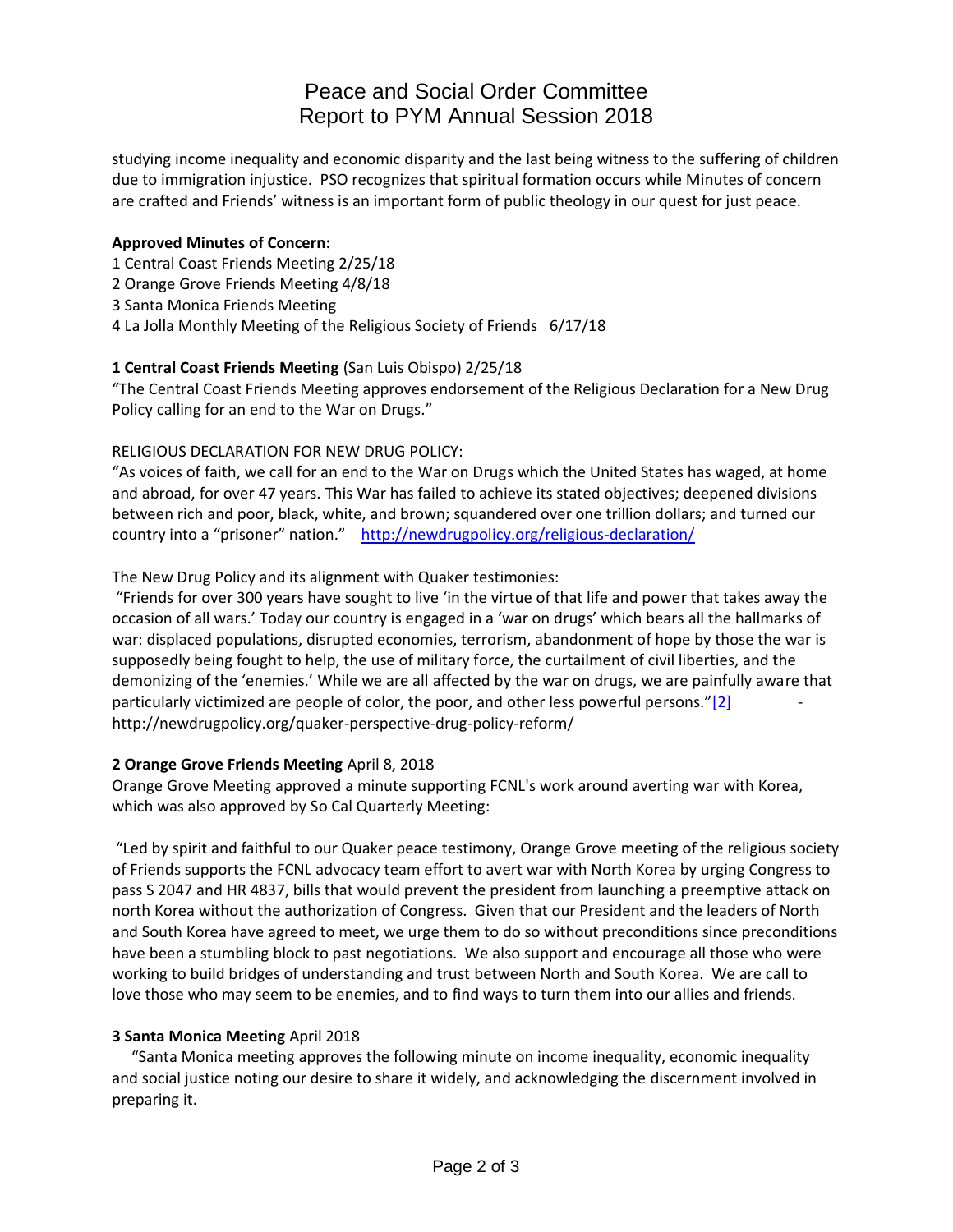studying income inequality and economic disparity and the last being witness to the suffering of children due to immigration injustice. PSO recognizes that spiritual formation occurs while Minutes of concern are crafted and Friends' witness is an important form of public theology in our quest for just peace.

**Approved Minutes of Concern:**

1 Central Coast Friends Meeting 2/25/18
2 Orange Grove Friends Meeting 4/8/18
3 Santa Monica Friends Meeting
4 La Jolla Monthly Meeting of the Religious Society of Friends 6/17/18

**1 Central Coast Friends Meeting** (San Luis Obispo) 2/25/18

"The Central Coast Friends Meeting approves endorsement of the Religious Declaration for a New Drug Policy calling for an end to the War on Drugs."

RELIGIOUS DECLARATION FOR NEW DRUG POLICY:

"As voices of faith, we call for an end to the War on Drugs which the United States has waged, at home and abroad, for over 47 years. This War has failed to achieve its stated objectives; deepened divisions between rich and poor, black, white, and brown; squandered over one trillion dollars; and turned our country into a "prisoner" nation." http://newdrugpolicy.org/religious-declaration/

The New Drug Policy and its alignment with Quaker testimonies:

"Friends for over 300 years have sought to live 'in the virtue of that life and power that takes away the occasion of all wars.' Today our country is engaged in a 'war on drugs' which bears all the hallmarks of war: displaced populations, disrupted economies, terrorism, abandonment of hope by those the war is supposedly being fought to help, the use of military force, the curtailment of civil liberties, and the demonizing of the 'enemies.' While we are all affected by the war on drugs, we are painfully aware that particularly victimized are people of color, the poor, and other less powerful persons."[2] - http://newdrugpolicy.org/quaker-perspective-drug-policy-reform/

**2 Orange Grove Friends Meeting** April 8, 2018

Orange Grove Meeting approved a minute supporting FCNL's work around averting war with Korea, which was also approved by So Cal Quarterly Meeting:

"Led by spirit and faithful to our Quaker peace testimony, Orange Grove meeting of the religious society of Friends supports the FCNL advocacy team effort to avert war with North Korea by urging Congress to pass S 2047 and HR 4837, bills that would prevent the president from launching a preemptive attack on north Korea without the authorization of Congress. Given that our President and the leaders of North and South Korea have agreed to meet, we urge them to do so without preconditions since preconditions have been a stumbling block to past negotiations. We also support and encourage all those who were working to build bridges of understanding and trust between North and South Korea. We are call to love those who may seem to be enemies, and to find ways to turn them into our allies and friends.

**3 Santa Monica Meeting** April 2018

"Santa Monica meeting approves the following minute on income inequality, economic inequality and social justice noting our desire to share it widely, and acknowledging the discernment involved in preparing it.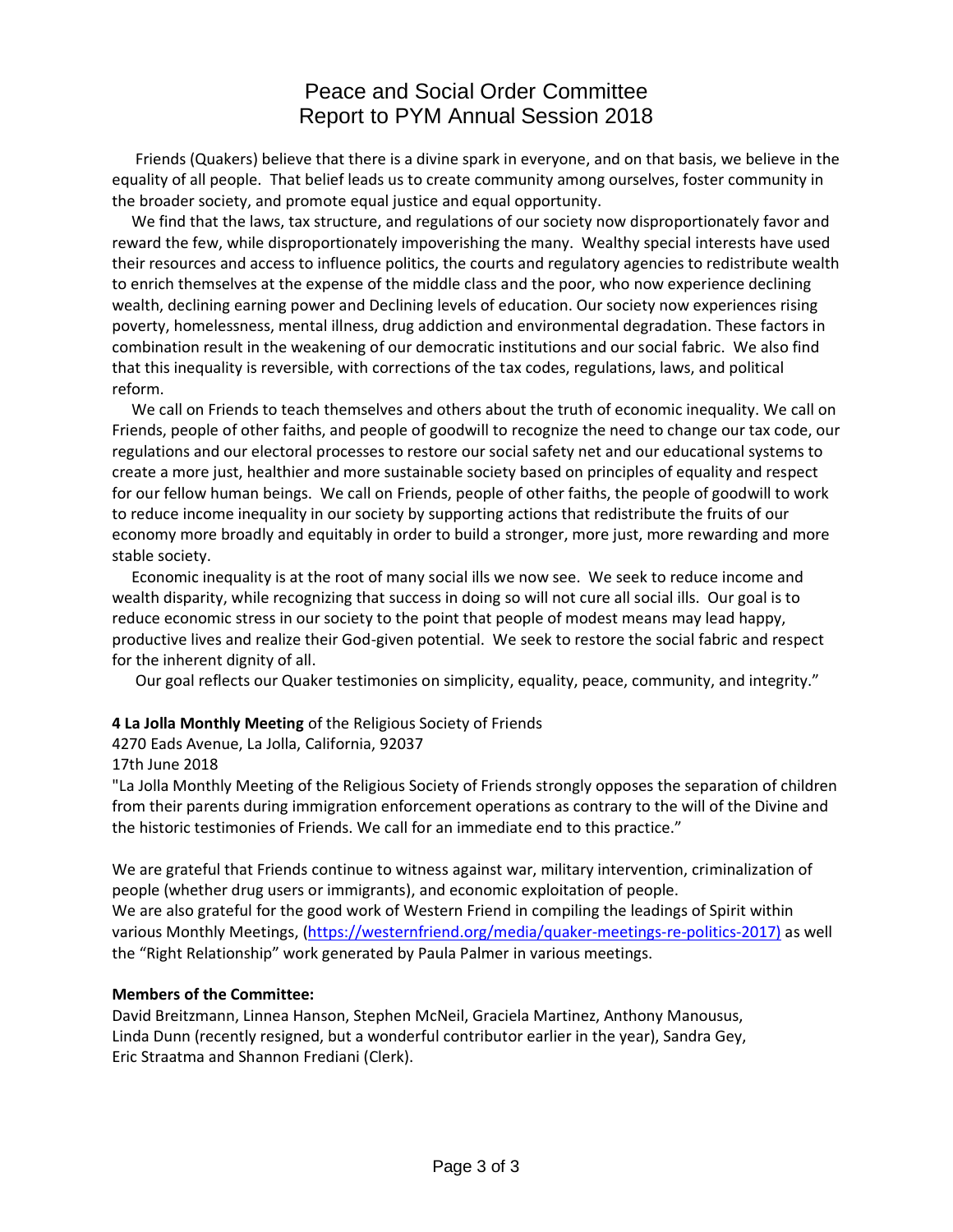# Peace and Social Order Committee
# Report to PYM Annual Session 2018

Friends (Quakers) believe that there is a divine spark in everyone, and on that basis, we believe in the equality of all people. That belief leads us to create community among ourselves, foster community in the broader society, and promote equal justice and equal opportunity.

We find that the laws, tax structure, and regulations of our society now disproportionately favor and reward the few, while disproportionately impoverishing the many. Wealthy special interests have used their resources and access to influence politics, the courts and regulatory agencies to redistribute wealth to enrich themselves at the expense of the middle class and the poor, who now experience declining wealth, declining earning power and Declining levels of education. Our society now experiences rising poverty, homelessness, mental illness, drug addiction and environmental degradation. These factors in combination result in the weakening of our democratic institutions and our social fabric. We also find that this inequality is reversible, with corrections of the tax codes, regulations, laws, and political reform.

We call on Friends to teach themselves and others about the truth of economic inequality. We call on Friends, people of other faiths, and people of goodwill to recognize the need to change our tax code, our regulations and our electoral processes to restore our social safety net and our educational systems to create a more just, healthier and more sustainable society based on principles of equality and respect for our fellow human beings. We call on Friends, people of other faiths, the people of goodwill to work to reduce income inequality in our society by supporting actions that redistribute the fruits of our economy more broadly and equitably in order to build a stronger, more just, more rewarding and more stable society.

Economic inequality is at the root of many social ills we now see. We seek to reduce income and wealth disparity, while recognizing that success in doing so will not cure all social ills. Our goal is to reduce economic stress in our society to the point that people of modest means may lead happy, productive lives and realize their God-given potential. We seek to restore the social fabric and respect for the inherent dignity of all.

Our goal reflects our Quaker testimonies on simplicity, equality, peace, community, and integrity."

**4 La Jolla Monthly Meeting** of the Religious Society of Friends
4270 Eads Avenue, La Jolla, California, 92037
17th June 2018
"La Jolla Monthly Meeting of the Religious Society of Friends strongly opposes the separation of children from their parents during immigration enforcement operations as contrary to the will of the Divine and the historic testimonies of Friends. We call for an immediate end to this practice."

We are grateful that Friends continue to witness against war, military intervention, criminalization of people (whether drug users or immigrants), and economic exploitation of people.
We are also grateful for the good work of Western Friend in compiling the leadings of Spirit within various Monthly Meetings, (https://westernfriend.org/media/quaker-meetings-re-politics-2017) as well the "Right Relationship" work generated by Paula Palmer in various meetings.

**Members of the Committee:**
David Breitzmann, Linnea Hanson, Stephen McNeil, Graciela Martinez, Anthony Manousus, Linda Dunn (recently resigned, but a wonderful contributor earlier in the year), Sandra Gey, Eric Straatma and Shannon Frediani (Clerk).